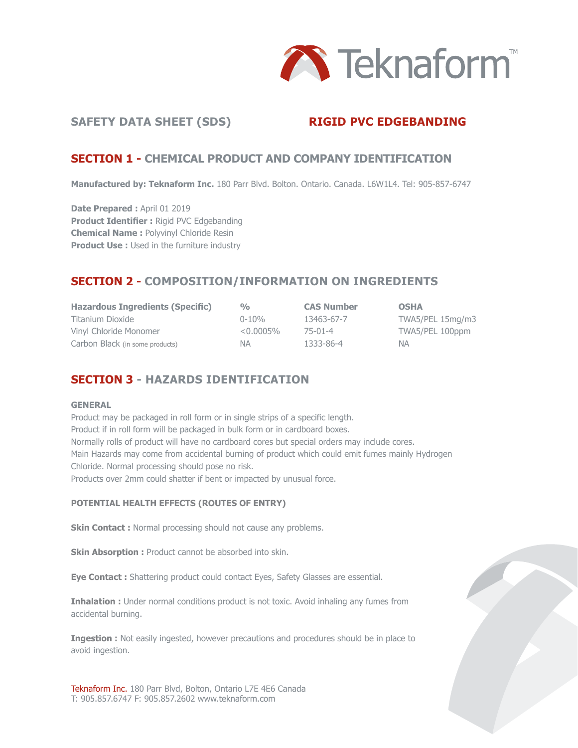Teknaform™

# SAFETY DATA SHEET (SDS) — RIGID PVC EDGEBANDING

## SECTION 1 - CHEMICAL PRODUCT AND COMPANY IDENTIFICATION

**Manufactured by: Teknaform Inc.** 180 Parr Blvd. Bolton. Ontario. Canada. L6W1L4. Tel: 905-857-6747

**Date Prepared :** April 01 2019
**Product Identifier :** Rigid PVC Edgebanding
**Chemical Name :** Polyvinyl Chloride Resin
**Product Use :** Used in the furniture industry

## SECTION 2 - COMPOSITION/INFORMATION ON INGREDIENTS

| Hazardous Ingredients (Specific) | % | CAS Number | OSHA |
|---|---|---|---|
| Titanium Dioxide | 0-10% | 13463-67-7 | TWA5/PEL 15mg/m3 |
| Vinyl Chloride Monomer | <0.0005% | 75-01-4 | TWA5/PEL 100ppm |
| Carbon Black (in some products) | NA | 1333-86-4 | NA |

## SECTION 3 - HAZARDS IDENTIFICATION

### GENERAL

Product may be packaged in roll form or in single strips of a specific length.
Product if in roll form will be packaged in bulk form or in cardboard boxes.
Normally rolls of product will have no cardboard cores but special orders may include cores.
Main Hazards may come from accidental burning of product which could emit fumes mainly Hydrogen Chloride. Normal processing should pose no risk.
Products over 2mm could shatter if bent or impacted by unusual force.

### POTENTIAL HEALTH EFFECTS (ROUTES OF ENTRY)

**Skin Contact :** Normal processing should not cause any problems.

**Skin Absorption :** Product cannot be absorbed into skin.

**Eye Contact :** Shattering product could contact Eyes, Safety Glasses are essential.

**Inhalation :** Under normal conditions product is not toxic. Avoid inhaling any fumes from accidental burning.

**Ingestion :** Not easily ingested, however precautions and procedures should be in place to avoid ingestion.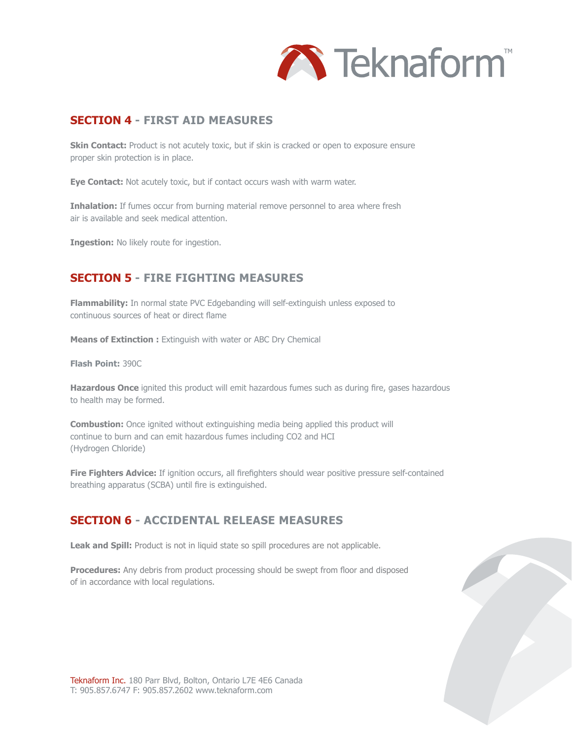## SECTION 4 - FIRST AID MEASURES

**Skin Contact:** Product is not acutely toxic, but if skin is cracked or open to exposure ensure proper skin protection is in place.

**Eye Contact:** Not acutely toxic, but if contact occurs wash with warm water.

**Inhalation:** If fumes occur from burning material remove personnel to area where fresh air is available and seek medical attention.

**Ingestion:** No likely route for ingestion.

## SECTION 5 - FIRE FIGHTING MEASURES

**Flammability:** In normal state PVC Edgebanding will self-extinguish unless exposed to continuous sources of heat or direct flame

**Means of Extinction :** Extinguish with water or ABC Dry Chemical

**Flash Point:** 390C

**Hazardous Once** ignited this product will emit hazardous fumes such as during fire, gases hazardous to health may be formed.

**Combustion:** Once ignited without extinguishing media being applied this product will continue to burn and can emit hazardous fumes including $CO_2$ and HCI (Hydrogen Chloride)

**Fire Fighters Advice:** If ignition occurs, all firefighters should wear positive pressure self-contained breathing apparatus (SCBA) until fire is extinguished.

## SECTION 6 - ACCIDENTAL RELEASE MEASURES

**Leak and Spill:** Product is not in liquid state so spill procedures are not applicable.

**Procedures:** Any debris from product processing should be swept from floor and disposed of in accordance with local regulations.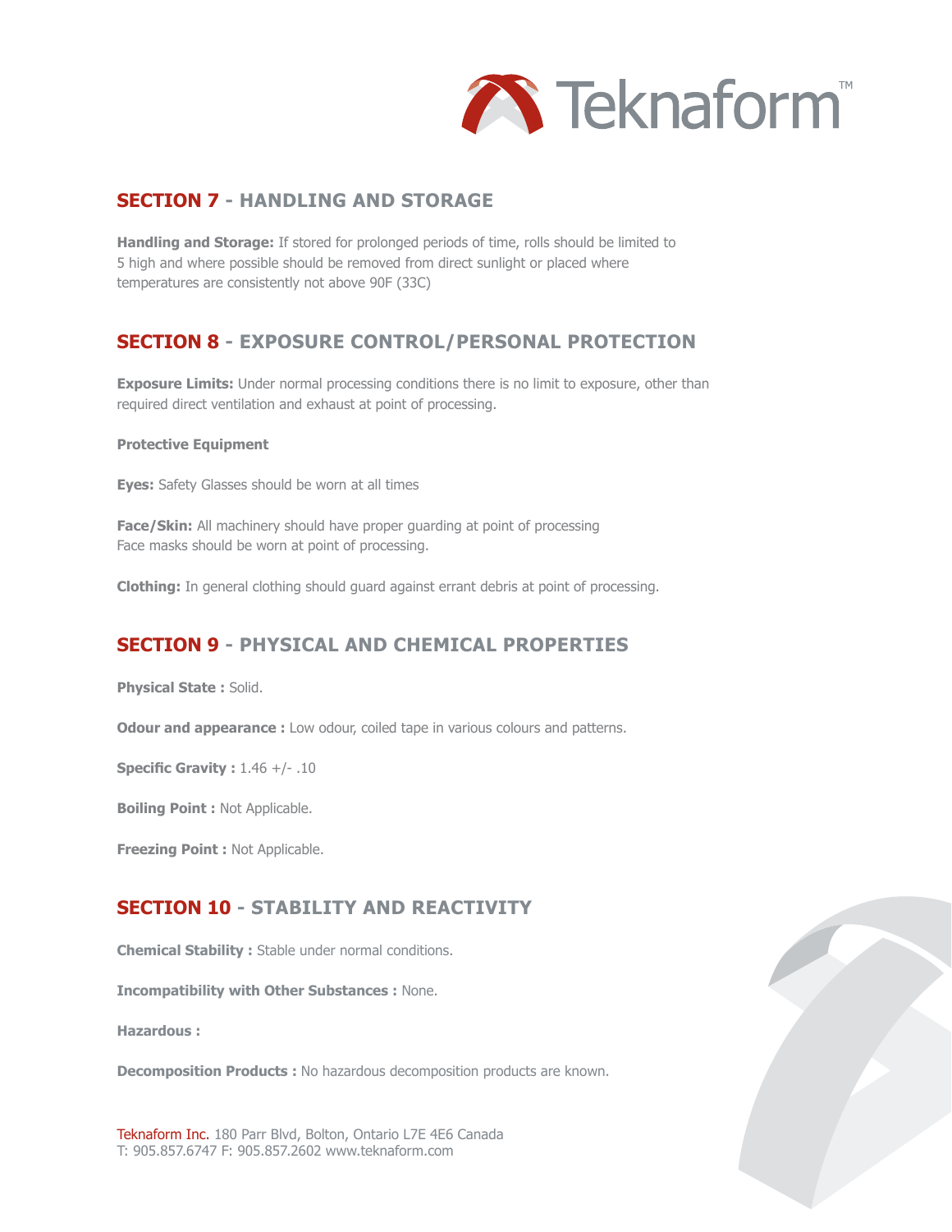## SECTION 7 - HANDLING AND STORAGE

**Handling and Storage:** If stored for prolonged periods of time, rolls should be limited to 5 high and where possible should be removed from direct sunlight or placed where temperatures are consistently not above 90F (33C)

## SECTION 8 - EXPOSURE CONTROL/PERSONAL PROTECTION

**Exposure Limits:** Under normal processing conditions there is no limit to exposure, other than required direct ventilation and exhaust at point of processing.

**Protective Equipment**

**Eyes:** Safety Glasses should be worn at all times

**Face/Skin:** All machinery should have proper guarding at point of processing
Face masks should be worn at point of processing.

**Clothing:** In general clothing should guard against errant debris at point of processing.

## SECTION 9 - PHYSICAL AND CHEMICAL PROPERTIES

**Physical State :** Solid.

**Odour and appearance :** Low odour, coiled tape in various colours and patterns.

**Specific Gravity :** 1.46 +/- .10

**Boiling Point :** Not Applicable.

**Freezing Point :** Not Applicable.

## SECTION 10 - STABILITY AND REACTIVITY

**Chemical Stability :** Stable under normal conditions.

**Incompatibility with Other Substances :** None.

**Hazardous :**

**Decomposition Products :** No hazardous decomposition products are known.

Teknaform Inc. 180 Parr Blvd, Bolton, Ontario L7E 4E6 Canada
T: 905.857.6747 F: 905.857.2602 www.teknaform.com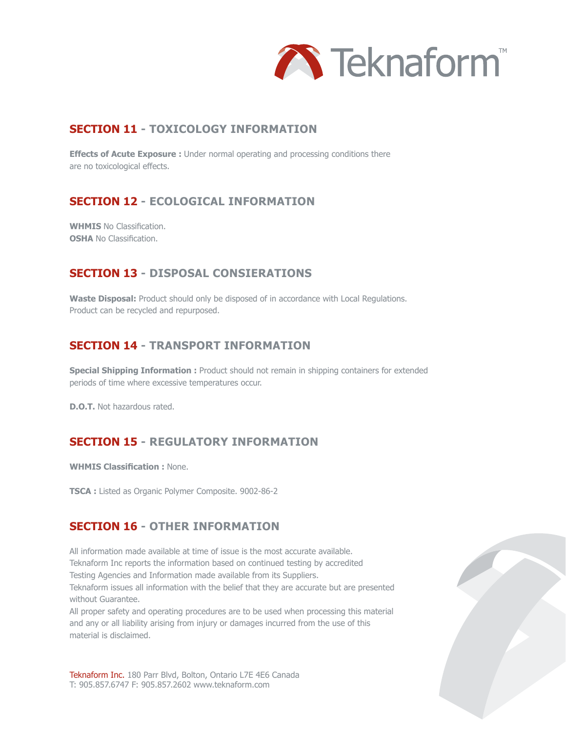## SECTION 11 - TOXICOLOGY INFORMATION

**Effects of Acute Exposure :** Under normal operating and processing conditions there are no toxicological effects.

## SECTION 12 - ECOLOGICAL INFORMATION

**WHMIS** No Classification.
**OSHA** No Classification.

## SECTION 13 - DISPOSAL CONSIERATIONS

**Waste Disposal:** Product should only be disposed of in accordance with Local Regulations. Product can be recycled and repurposed.

## SECTION 14 - TRANSPORT INFORMATION

**Special Shipping Information :** Product should not remain in shipping containers for extended periods of time where excessive temperatures occur.

**D.O.T.** Not hazardous rated.

## SECTION 15 - REGULATORY INFORMATION

**WHMIS Classification :** None.

**TSCA :** Listed as Organic Polymer Composite. 9002-86-2

## SECTION 16 - OTHER INFORMATION

All information made available at time of issue is the most accurate available.
Teknaform Inc reports the information based on continued testing by accredited Testing Agencies and Information made available from its Suppliers.
Teknaform issues all information with the belief that they are accurate but are presented without Guarantee.
All proper safety and operating procedures are to be used when processing this material and any or all liability arising from injury or damages incurred from the use of this material is disclaimed.

Teknaform Inc. 180 Parr Blvd, Bolton, Ontario L7E 4E6 Canada
T: 905.857.6747 F: 905.857.2602 www.teknaform.com